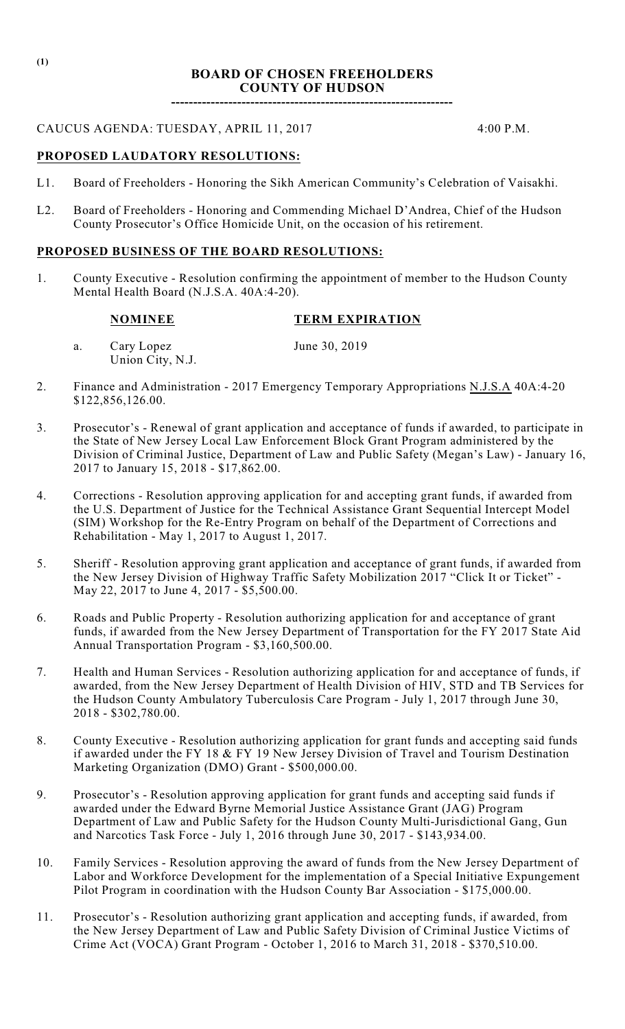(1)

# BOARD OF CHOSEN FREEHOLDERS
# COUNTY OF HUDSON

----------------------------------------------------------------

CAUCUS AGENDA: TUESDAY, APRIL 11, 2017 4:00 P.M.

## PROPOSED LAUDATORY RESOLUTIONS:

L1. Board of Freeholders - Honoring the Sikh American Community's Celebration of Vaisakhi.

L2. Board of Freeholders - Honoring and Commending Michael D'Andrea, Chief of the Hudson County Prosecutor's Office Homicide Unit, on the occasion of his retirement.

## PROPOSED BUSINESS OF THE BOARD RESOLUTIONS:

1. County Executive - Resolution confirming the appointment of member to the Hudson County Mental Health Board (N.J.S.A. 40A:4-20).

| | NOMINEE | TERM EXPIRATION |
|---|---|---|
| a. | Cary Lopez<br>Union City, N.J. | June 30, 2019 |

2. Finance and Administration - 2017 Emergency Temporary Appropriations N.J.S.A 40A:4-20 $122,856,126.00.

3. Prosecutor's - Renewal of grant application and acceptance of funds if awarded, to participate in the State of New Jersey Local Law Enforcement Block Grant Program administered by the Division of Criminal Justice, Department of Law and Public Safety (Megan's Law) - January 16, 2017 to January 15, 2018 - $17,862.00.

4. Corrections - Resolution approving application for and accepting grant funds, if awarded from the U.S. Department of Justice for the Technical Assistance Grant Sequential Intercept Model (SIM) Workshop for the Re-Entry Program on behalf of the Department of Corrections and Rehabilitation - May 1, 2017 to August 1, 2017.

5. Sheriff - Resolution approving grant application and acceptance of grant funds, if awarded from the New Jersey Division of Highway Traffic Safety Mobilization 2017 "Click It or Ticket" - May 22, 2017 to June 4, 2017 - $5,500.00.

6. Roads and Public Property - Resolution authorizing application for and acceptance of grant funds, if awarded from the New Jersey Department of Transportation for the FY 2017 State Aid Annual Transportation Program - $3,160,500.00.

7. Health and Human Services - Resolution authorizing application for and acceptance of funds, if awarded, from the New Jersey Department of Health Division of HIV, STD and TB Services for the Hudson County Ambulatory Tuberculosis Care Program - July 1, 2017 through June 30, 2018 - $302,780.00.

8. County Executive - Resolution authorizing application for grant funds and accepting said funds if awarded under the FY 18 & FY 19 New Jersey Division of Travel and Tourism Destination Marketing Organization (DMO) Grant - $500,000.00.

9. Prosecutor's - Resolution approving application for grant funds and accepting said funds if awarded under the Edward Byrne Memorial Justice Assistance Grant (JAG) Program Department of Law and Public Safety for the Hudson County Multi-Jurisdictional Gang, Gun and Narcotics Task Force - July 1, 2016 through June 30, 2017 - $143,934.00.

10. Family Services - Resolution approving the award of funds from the New Jersey Department of Labor and Workforce Development for the implementation of a Special Initiative Expungement Pilot Program in coordination with the Hudson County Bar Association - $175,000.00.

11. Prosecutor's - Resolution authorizing grant application and accepting funds, if awarded, from the New Jersey Department of Law and Public Safety Division of Criminal Justice Victims of Crime Act (VOCA) Grant Program - October 1, 2016 to March 31, 2018 - $370,510.00.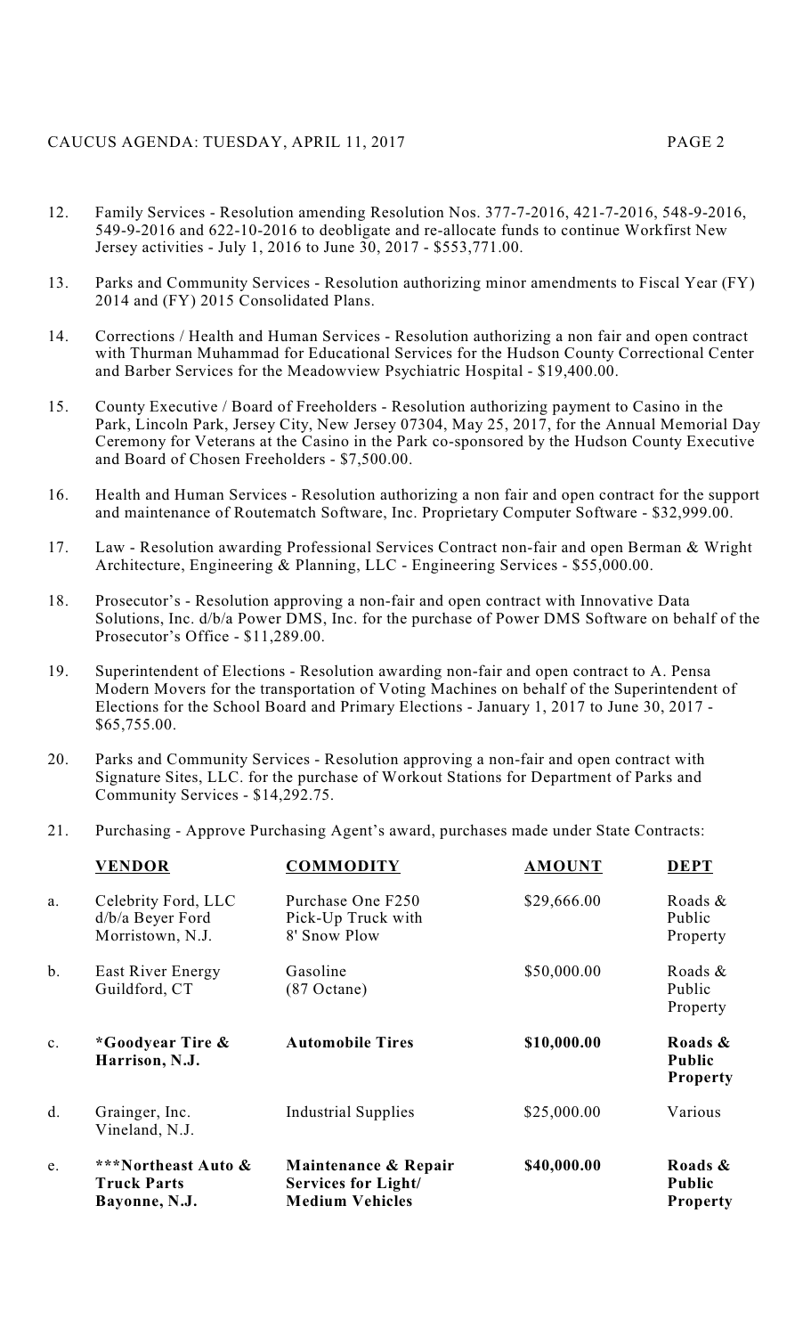12. Family Services - Resolution amending Resolution Nos. 377-7-2016, 421-7-2016, 548-9-2016, 549-9-2016 and 622-10-2016 to deobligate and re-allocate funds to continue Workfirst New Jersey activities - July 1, 2016 to June 30, 2017 - $553,771.00.

13. Parks and Community Services - Resolution authorizing minor amendments to Fiscal Year (FY) 2014 and (FY) 2015 Consolidated Plans.

14. Corrections / Health and Human Services - Resolution authorizing a non fair and open contract with Thurman Muhammad for Educational Services for the Hudson County Correctional Center and Barber Services for the Meadowview Psychiatric Hospital - $19,400.00.

15. County Executive / Board of Freeholders - Resolution authorizing payment to Casino in the Park, Lincoln Park, Jersey City, New Jersey 07304, May 25, 2017, for the Annual Memorial Day Ceremony for Veterans at the Casino in the Park co-sponsored by the Hudson County Executive and Board of Chosen Freeholders - $7,500.00.

16. Health and Human Services - Resolution authorizing a non fair and open contract for the support and maintenance of Routematch Software, Inc. Proprietary Computer Software - $32,999.00.

17. Law - Resolution awarding Professional Services Contract non-fair and open Berman & Wright Architecture, Engineering & Planning, LLC - Engineering Services - $55,000.00.

18. Prosecutor's - Resolution approving a non-fair and open contract with Innovative Data Solutions, Inc. d/b/a Power DMS, Inc. for the purchase of Power DMS Software on behalf of the Prosecutor's Office - $11,289.00.

19. Superintendent of Elections - Resolution awarding non-fair and open contract to A. Pensa Modern Movers for the transportation of Voting Machines on behalf of the Superintendent of Elections for the School Board and Primary Elections - January 1, 2017 to June 30, 2017 - $65,755.00.

20. Parks and Community Services - Resolution approving a non-fair and open contract with Signature Sites, LLC. for the purchase of Workout Stations for Department of Parks and Community Services - $14,292.75.

21. Purchasing - Approve Purchasing Agent's award, purchases made under State Contracts:

| | **VENDOR** | **COMMODITY** | **AMOUNT** | **DEPT** |
|---|---|---|---|---|
| a. | Celebrity Ford, LLC d/b/a Beyer Ford Morristown, N.J. | Purchase One F250 Pick-Up Truck with 8' Snow Plow | $29,666.00 | Roads & Public Property |
| b. | East River Energy Guildford, CT | Gasoline (87 Octane) | $50,000.00 | Roads & Public Property |
| c. | **\*Goodyear Tire & Harrison, N.J.** | **Automobile Tires** | **$10,000.00** | **Roads & Public Property** |
| d. | Grainger, Inc. Vineland, N.J. | Industrial Supplies | $25,000.00 | Various |
| e. | **\*\*\*Northeast Auto & Truck Parts Bayonne, N.J.** | **Maintenance & Repair Services for Light/ Medium Vehicles** | **$40,000.00** | **Roads & Public Property** |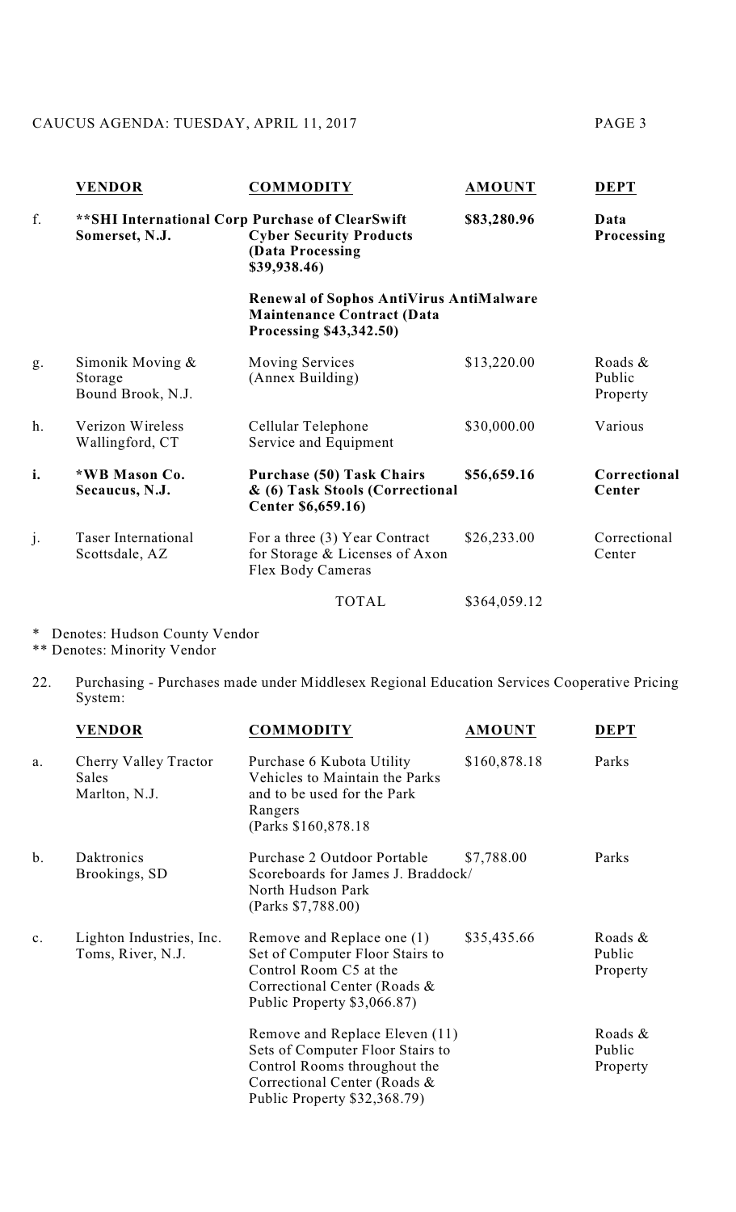| | VENDOR | COMMODITY | AMOUNT | DEPT |
|---|---|---|---|---|
| f. | **\*\*SHI International Corp Somerset, N.J.** | **Purchase of ClearSwift Cyber Security Products (Data Processing $39,938.46)**<br><br>**Renewal of Sophos AntiVirus AntiMalware Maintenance Contract (Data Processing $43,342.50)** | **$83,280.96** | **Data Processing** |
| g. | Simonik Moving & Storage Bound Brook, N.J. | Moving Services (Annex Building) | $13,220.00 | Roads & Public Property |
| h. | Verizon Wireless Wallingford, CT | Cellular Telephone Service and Equipment | $30,000.00 | Various |
| **i.** | **\*WB Mason Co. Secaucus, N.J.** | **Purchase (50) Task Chairs & (6) Task Stools (Correctional Center $6,659.16)** | **$56,659.16** | **Correctional Center** |
| j. | Taser International Scottsdale, AZ | For a three (3) Year Contract for Storage & Licenses of Axon Flex Body Cameras | $26,233.00 | Correctional Center |
| | | TOTAL | $364,059.12 | |

\* Denotes: Hudson County Vendor
\*\* Denotes: Minority Vendor

22. Purchasing - Purchases made under Middlesex Regional Education Services Cooperative Pricing System:

| | VENDOR | COMMODITY | AMOUNT | DEPT |
|---|---|---|---|---|
| a. | Cherry Valley Tractor Sales Marlton, N.J. | Purchase 6 Kubota Utility Vehicles to Maintain the Parks and to be used for the Park Rangers (Parks $160,878.18 | $160,878.18 | Parks |
| b. | Daktronics Brookings, SD | Purchase 2 Outdoor Portable Scoreboards for James J. Braddock/ North Hudson Park (Parks $7,788.00) | $7,788.00 | Parks |
| c. | Lighton Industries, Inc. Toms, River, N.J. | Remove and Replace one (1) Set of Computer Floor Stairs to Control Room C5 at the Correctional Center (Roads & Public Property $3,066.87) | $35,435.66 | Roads & Public Property |
| | | Remove and Replace Eleven (11) Sets of Computer Floor Stairs to Control Rooms throughout the Correctional Center (Roads & Public Property $32,368.79) | | Roads & Public Property |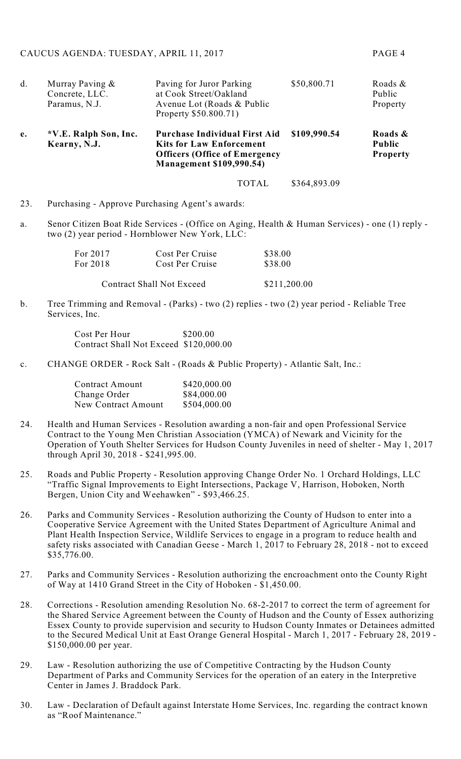| d. | Murray Paving & Concrete, LLC. Paramus, N.J. | Paving for Juror Parking at Cook Street/Oakland Avenue Lot (Roads & Public Property $50.800.71) | $50,800.71 | Roads & Public Property |
|---|---|---|---|---|
| **e.** | **\*V.E. Ralph Son, Inc. Kearny, N.J.** | **Purchase Individual First Aid Kits for Law Enforcement Officers (Office of Emergency Management $109,990.54)** | **$109,990.54** | **Roads & Public Property** |
| | | TOTAL | $364,893.09 | |

23. Purchasing - Approve Purchasing Agent's awards:

a. Senor Citizen Boat Ride Services - (Office on Aging, Health & Human Services) - one (1) reply - two (2) year period - Hornblower New York, LLC:

| | | |
|---|---|---|
| For 2017 | Cost Per Cruise | $38.00 |
| For 2018 | Cost Per Cruise | $38.00 |
| Contract Shall Not Exceed | | $211,200.00 |

b. Tree Trimming and Removal - (Parks) - two (2) replies - two (2) year period - Reliable Tree Services, Inc.

Cost Per Hour $200.00
Contract Shall Not Exceed $120,000.00

c. CHANGE ORDER - Rock Salt - (Roads & Public Property) - Atlantic Salt, Inc.:

| | |
|---|---|
| Contract Amount | $420,000.00 |
| Change Order | $84,000.00 |
| New Contract Amount | $504,000.00 |

24. Health and Human Services - Resolution awarding a non-fair and open Professional Service Contract to the Young Men Christian Association (YMCA) of Newark and Vicinity for the Operation of Youth Shelter Services for Hudson County Juveniles in need of shelter - May 1, 2017 through April 30, 2018 - $241,995.00.

25. Roads and Public Property - Resolution approving Change Order No. 1 Orchard Holdings, LLC "Traffic Signal Improvements to Eight Intersections, Package V, Harrison, Hoboken, North Bergen, Union City and Weehawken" - $93,466.25.

26. Parks and Community Services - Resolution authorizing the County of Hudson to enter into a Cooperative Service Agreement with the United States Department of Agriculture Animal and Plant Health Inspection Service, Wildlife Services to engage in a program to reduce health and safety risks associated with Canadian Geese - March 1, 2017 to February 28, 2018 - not to exceed $35,776.00.

27. Parks and Community Services - Resolution authorizing the encroachment onto the County Right of Way at 1410 Grand Street in the City of Hoboken - $1,450.00.

28. Corrections - Resolution amending Resolution No. 68-2-2017 to correct the term of agreement for the Shared Service Agreement between the County of Hudson and the County of Essex authorizing Essex County to provide supervision and security to Hudson County Inmates or Detainees admitted to the Secured Medical Unit at East Orange General Hospital - March 1, 2017 - February 28, 2019 - $150,000.00 per year.

29. Law - Resolution authorizing the use of Competitive Contracting by the Hudson County Department of Parks and Community Services for the operation of an eatery in the Interpretive Center in James J. Braddock Park.

30. Law - Declaration of Default against Interstate Home Services, Inc. regarding the contract known as "Roof Maintenance."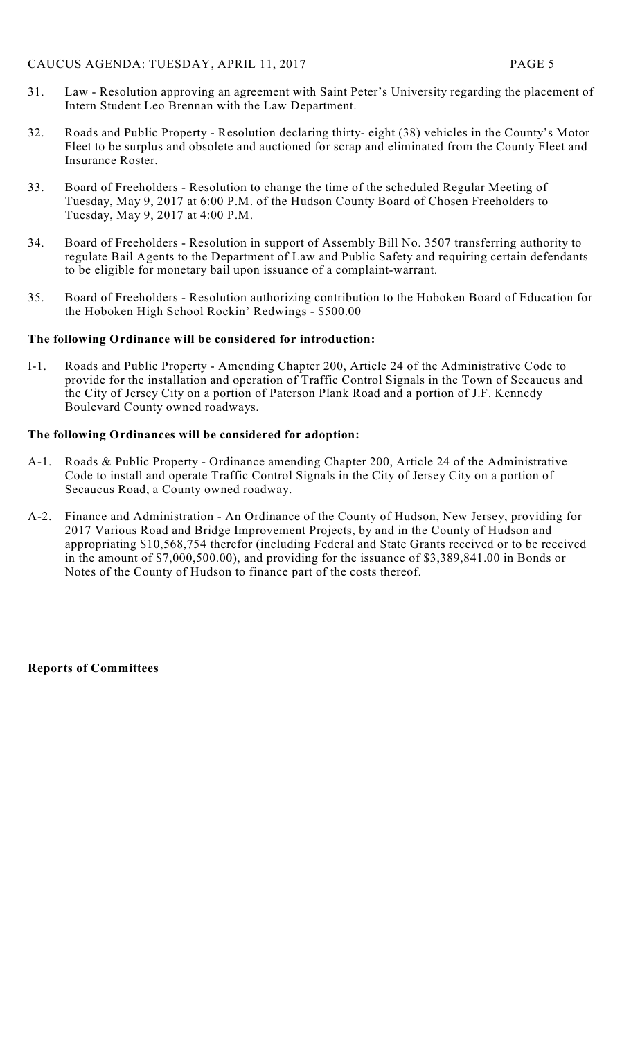31. Law - Resolution approving an agreement with Saint Peter's University regarding the placement of Intern Student Leo Brennan with the Law Department.

32. Roads and Public Property - Resolution declaring thirty- eight (38) vehicles in the County's Motor Fleet to be surplus and obsolete and auctioned for scrap and eliminated from the County Fleet and Insurance Roster.

33. Board of Freeholders - Resolution to change the time of the scheduled Regular Meeting of Tuesday, May 9, 2017 at 6:00 P.M. of the Hudson County Board of Chosen Freeholders to Tuesday, May 9, 2017 at 4:00 P.M.

34. Board of Freeholders - Resolution in support of Assembly Bill No. 3507 transferring authority to regulate Bail Agents to the Department of Law and Public Safety and requiring certain defendants to be eligible for monetary bail upon issuance of a complaint-warrant.

35. Board of Freeholders - Resolution authorizing contribution to the Hoboken Board of Education for the Hoboken High School Rockin' Redwings - $500.00

**The following Ordinance will be considered for introduction:**

I-1. Roads and Public Property - Amending Chapter 200, Article 24 of the Administrative Code to provide for the installation and operation of Traffic Control Signals in the Town of Secaucus and the City of Jersey City on a portion of Paterson Plank Road and a portion of J.F. Kennedy Boulevard County owned roadways.

**The following Ordinances will be considered for adoption:**

A-1. Roads & Public Property - Ordinance amending Chapter 200, Article 24 of the Administrative Code to install and operate Traffic Control Signals in the City of Jersey City on a portion of Secaucus Road, a County owned roadway.

A-2. Finance and Administration - An Ordinance of the County of Hudson, New Jersey, providing for 2017 Various Road and Bridge Improvement Projects, by and in the County of Hudson and appropriating $10,568,754 therefor (including Federal and State Grants received or to be received in the amount of $7,000,500.00), and providing for the issuance of $3,389,841.00 in Bonds or Notes of the County of Hudson to finance part of the costs thereof.

**Reports of Committees**